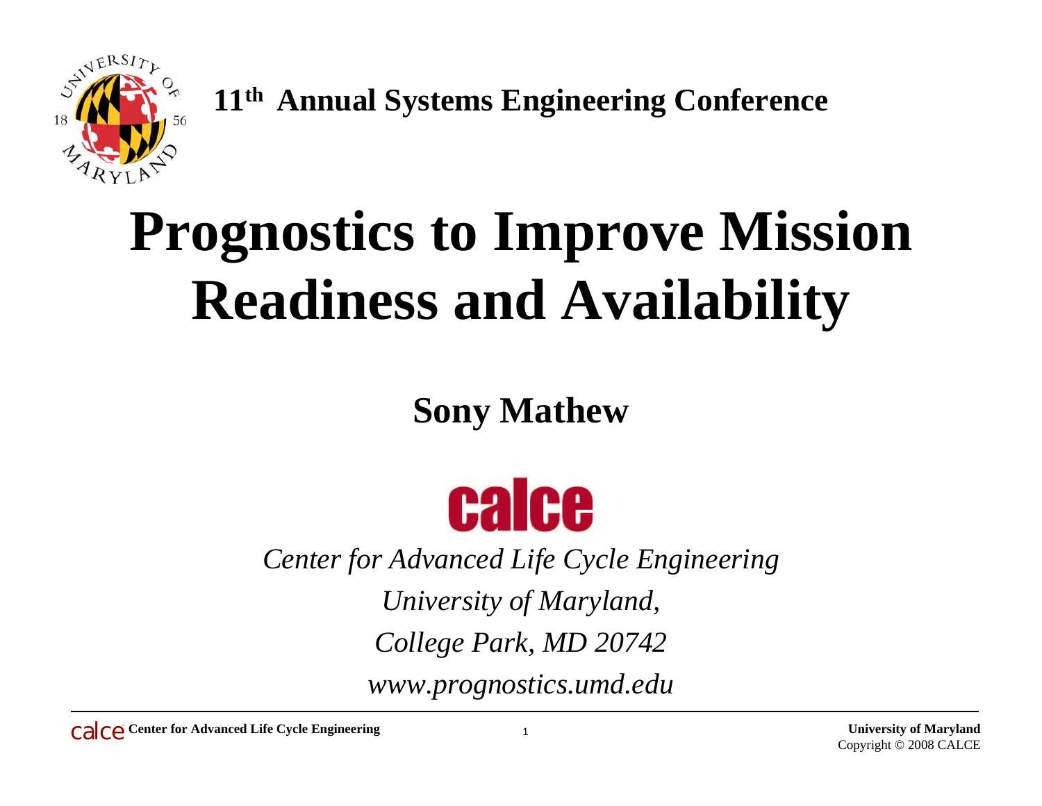**11th Annual Systems Engineering Conference**

# Prognostics to Improve Mission Readiness and Availability

## Sony Mathew

calce

*Center for Advanced Life Cycle Engineering*

*University of Maryland,*

*College Park, MD 20742*

*www.prognostics.umd.edu*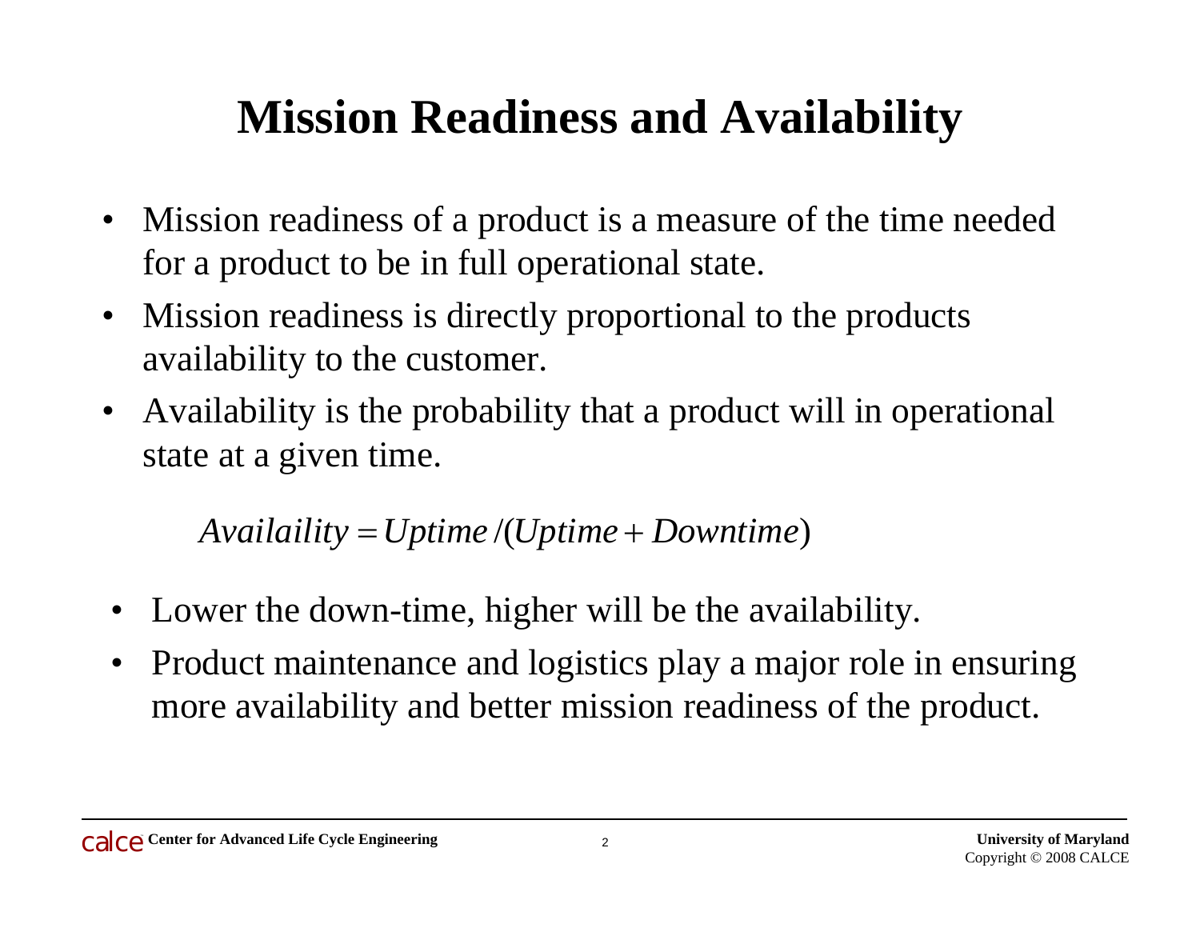# Mission Readiness and Availability

- Mission readiness of a product is a measure of the time needed for a product to be in full operational state.
- Mission readiness is directly proportional to the products availability to the customer.
- Availability is the probability that a product will in operational state at a given time.

$$Availaility = Uptime / (Uptime + Downtime)$$

- Lower the down-time, higher will be the availability.
- Product maintenance and logistics play a major role in ensuring more availability and better mission readiness of the product.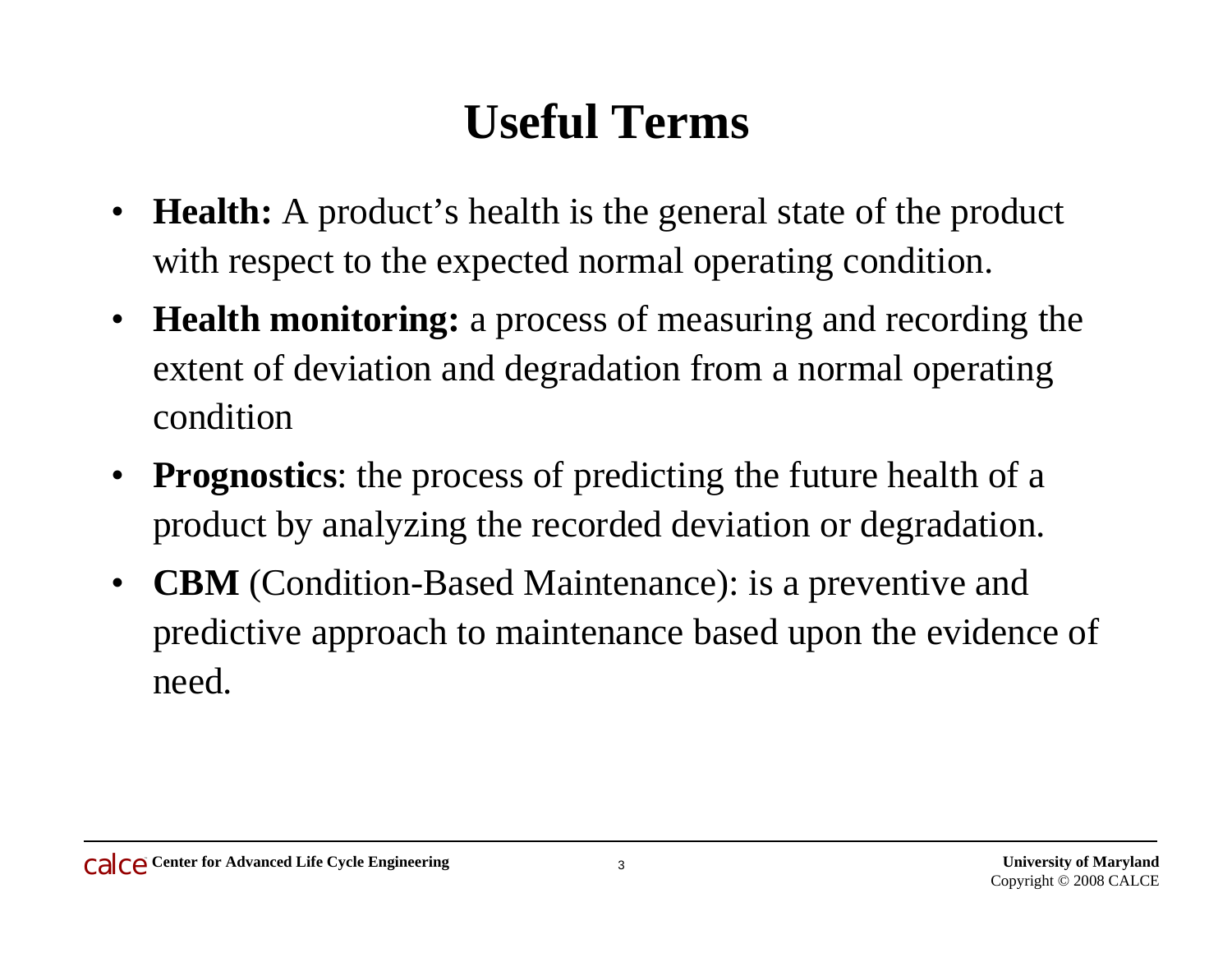# Useful Terms

- **Health:** A product's health is the general state of the product with respect to the expected normal operating condition.
- **Health monitoring:** a process of measuring and recording the extent of deviation and degradation from a normal operating condition
- **Prognostics**: the process of predicting the future health of a product by analyzing the recorded deviation or degradation.
- **CBM** (Condition-Based Maintenance): is a preventive and predictive approach to maintenance based upon the evidence of need.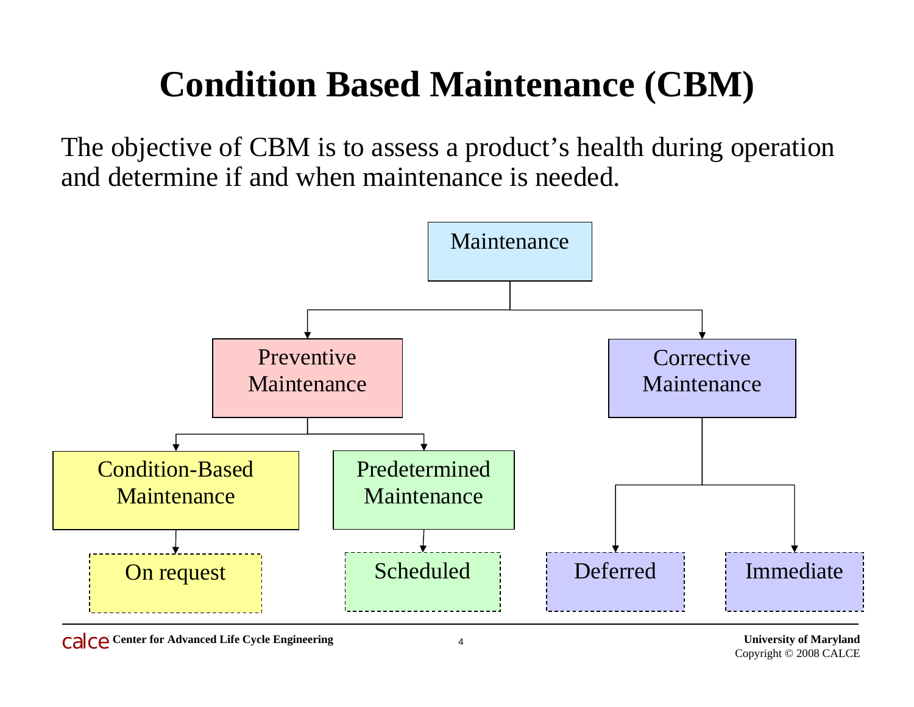# Condition Based Maintenance (CBM)

The objective of CBM is to assess a product's health during operation and determine if and when maintenance is needed.

- Maintenance
  - Preventive Maintenance
    - Condition-Based Maintenance
      - On request
    - Predetermined Maintenance
      - Scheduled
  - Corrective Maintenance
    - Deferred
    - Immediate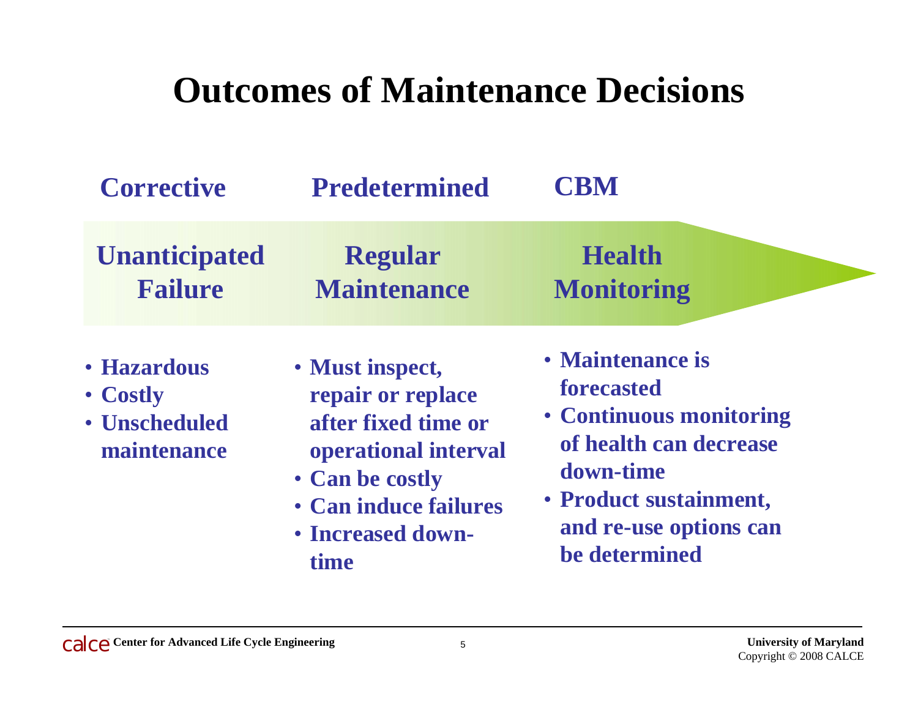# Outcomes of Maintenance Decisions

| Corrective | Predetermined | CBM |
|---|---|---|
| **Unanticipated Failure** | **Regular Maintenance** | **Health Monitoring** |

**Corrective – Unanticipated Failure**

- Hazardous
- Costly
- Unscheduled maintenance

**Predetermined – Regular Maintenance**

- Must inspect, repair or replace after fixed time or operational interval
- Can be costly
- Can induce failures
- Increased down-time

**CBM – Health Monitoring**

- Maintenance is forecasted
- Continuous monitoring of health can decrease down-time
- Product sustainment, and re-use options can be determined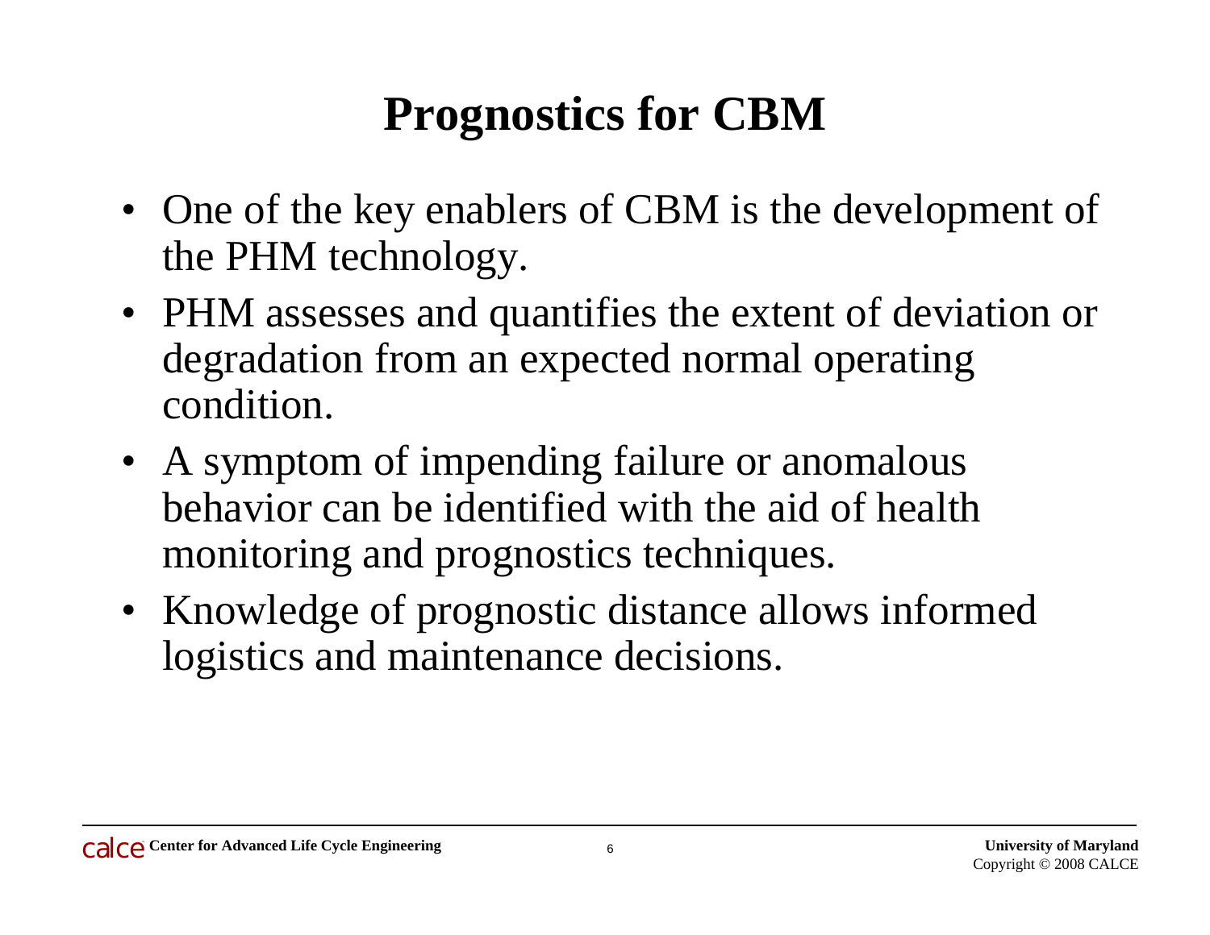# Prognostics for CBM

- One of the key enablers of CBM is the development of the PHM technology.
- PHM assesses and quantifies the extent of deviation or degradation from an expected normal operating condition.
- A symptom of impending failure or anomalous behavior can be identified with the aid of health monitoring and prognostics techniques.
- Knowledge of prognostic distance allows informed logistics and maintenance decisions.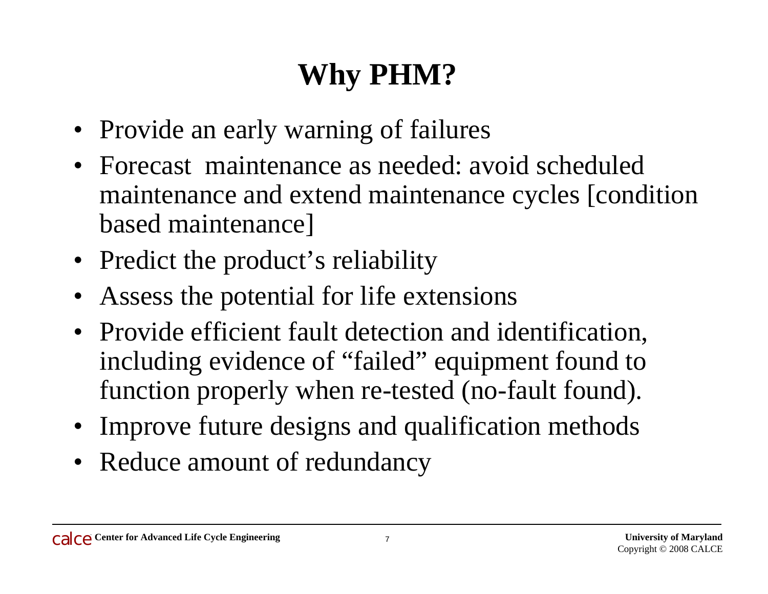# Why PHM?

- Provide an early warning of failures
- Forecast maintenance as needed: avoid scheduled maintenance and extend maintenance cycles [condition based maintenance]
- Predict the product's reliability
- Assess the potential for life extensions
- Provide efficient fault detection and identification, including evidence of "failed" equipment found to function properly when re-tested (no-fault found).
- Improve future designs and qualification methods
- Reduce amount of redundancy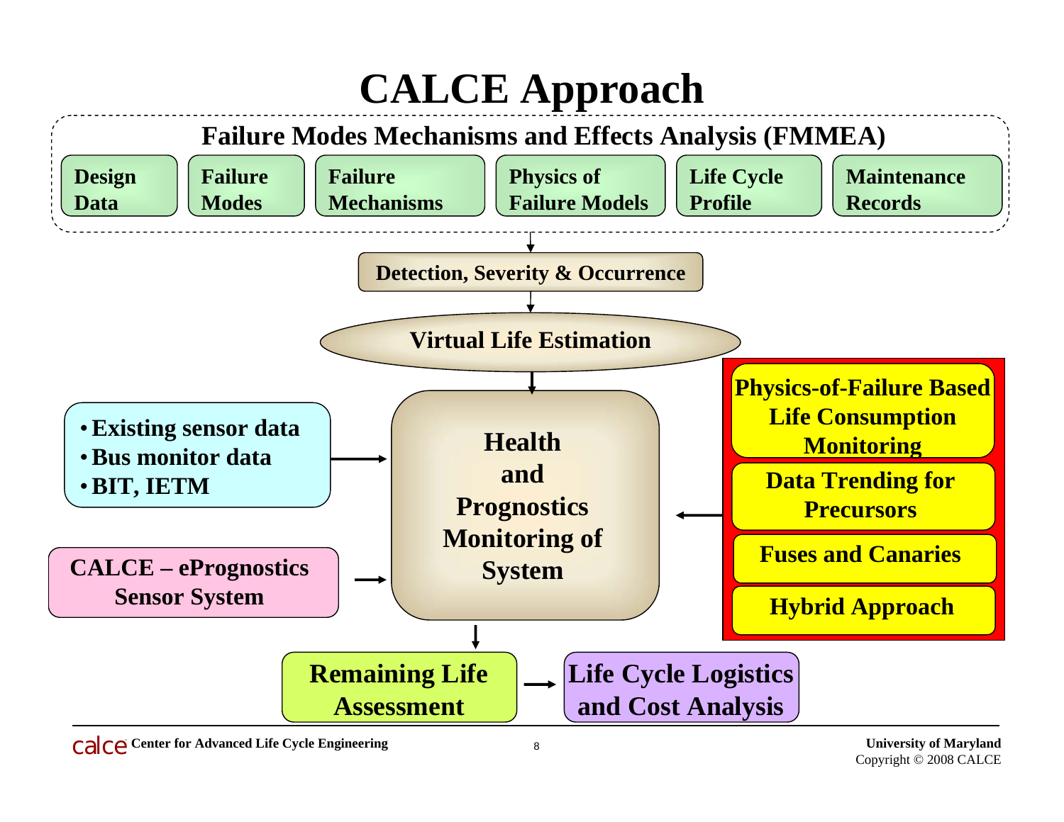# CALCE Approach

## Failure Modes Mechanisms and Effects Analysis (FMMEA)

- Design Data
- Failure Modes
- Failure Mechanisms
- Physics of Failure Models
- Life Cycle Profile
- Maintenance Records

**Detection, Severity & Occurrence**

**Virtual Life Estimation**

- Existing sensor data
- Bus monitor data
- BIT, IETM

**CALCE – ePrognostics Sensor System**

**Health and Prognostics Monitoring of System**

- Physics-of-Failure Based Life Consumption Monitoring
- Data Trending for Precursors
- Fuses and Canaries
- Hybrid Approach

**Remaining Life Assessment**

**Life Cycle Logistics and Cost Analysis**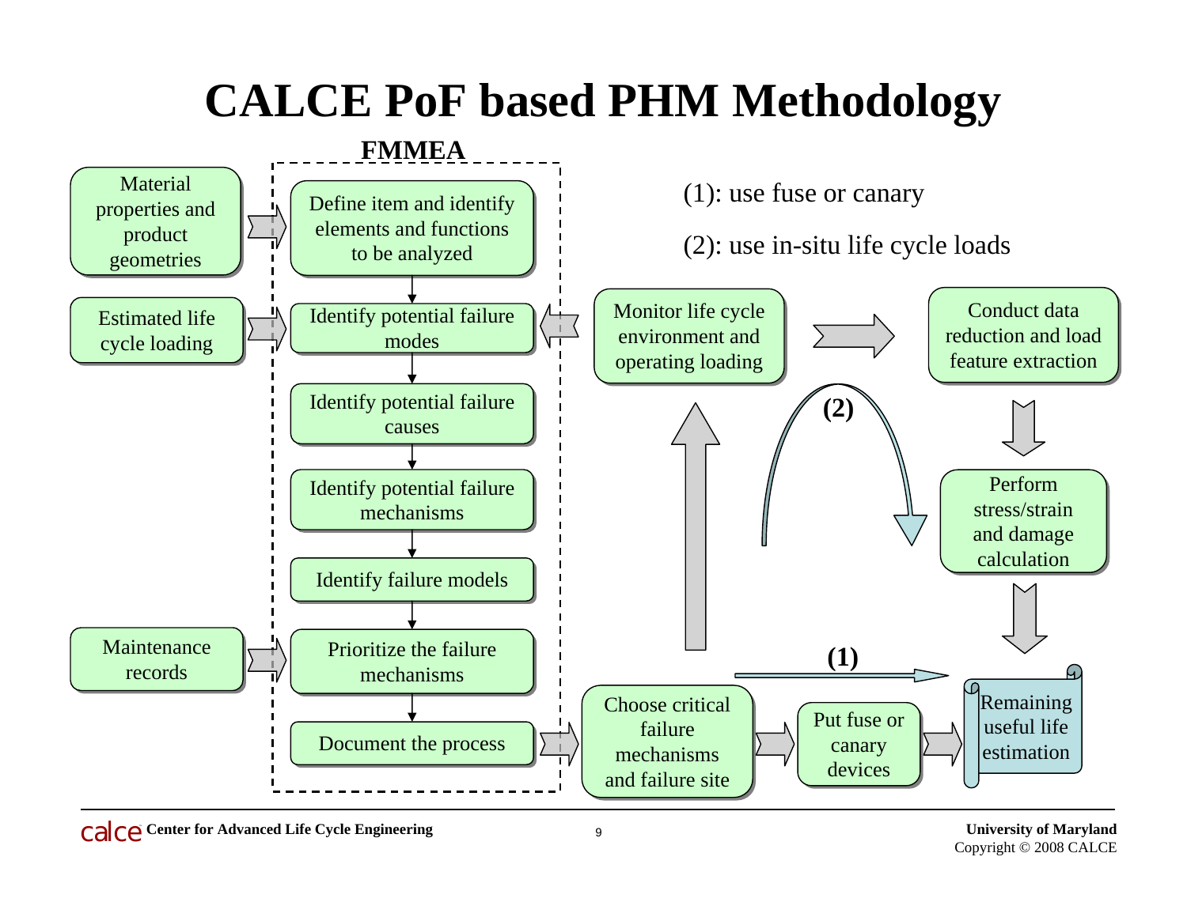# CALCE PoF based PHM Methodology

**FMMEA**

- Material properties and product geometries → Define item and identify elements and functions to be analyzed
- Estimated life cycle loading → Identify potential failure modes
- Identify potential failure causes
- Identify potential failure mechanisms
- Identify failure models
- Maintenance records → Prioritize the failure mechanisms
- Document the process

(1): use fuse or canary

(2): use in-situ life cycle loads

- Choose critical failure mechanisms and failure site
- (1) → Put fuse or canary devices → Remaining useful life estimation
- (2) → Monitor life cycle environment and operating loading → Conduct data reduction and load feature extraction → Perform stress/strain and damage calculation → Remaining useful life estimation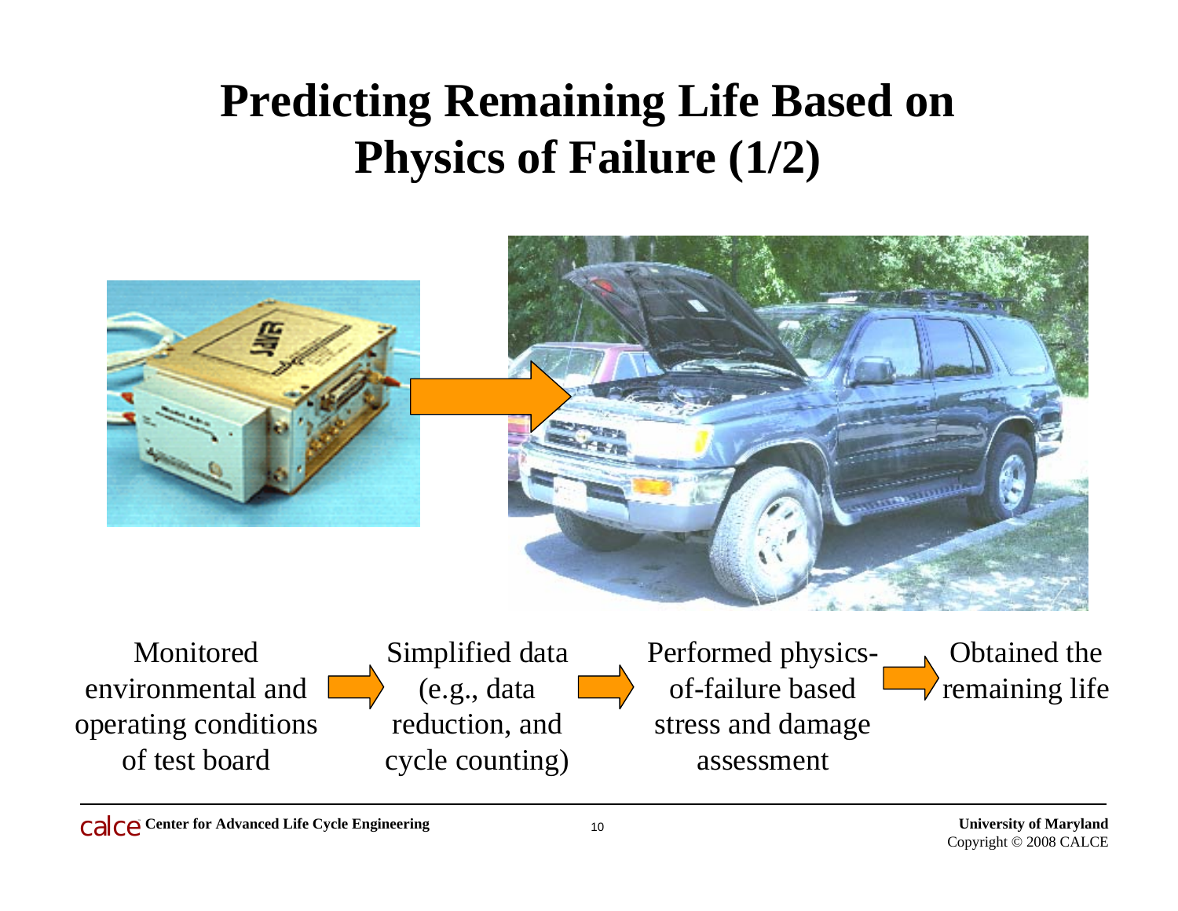# Predicting Remaining Life Based on Physics of Failure (1/2)

Monitored environmental and operating conditions of test board → Simplified data (e.g., data reduction, and cycle counting) → Performed physics-of-failure based stress and damage assessment → Obtained the remaining life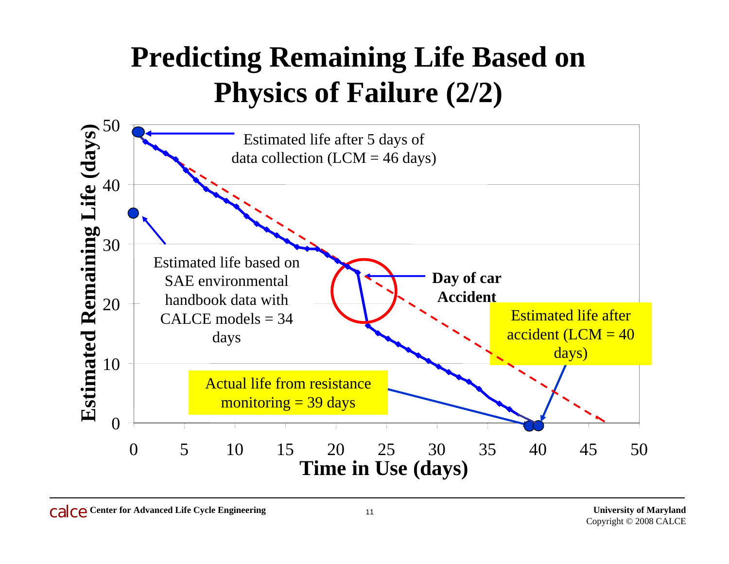# Predicting Remaining Life Based on Physics of Failure (2/2)

Estimated life after 5 days of data collection (LCM = 46 days)

Estimated life based on SAE environmental handbook data with CALCE models = 34 days

**Day of car Accident**

Estimated life after accident (LCM = 40 days)

Actual life from resistance monitoring = 39 days

Estimated Remaining Life (days)

Time in Use (days)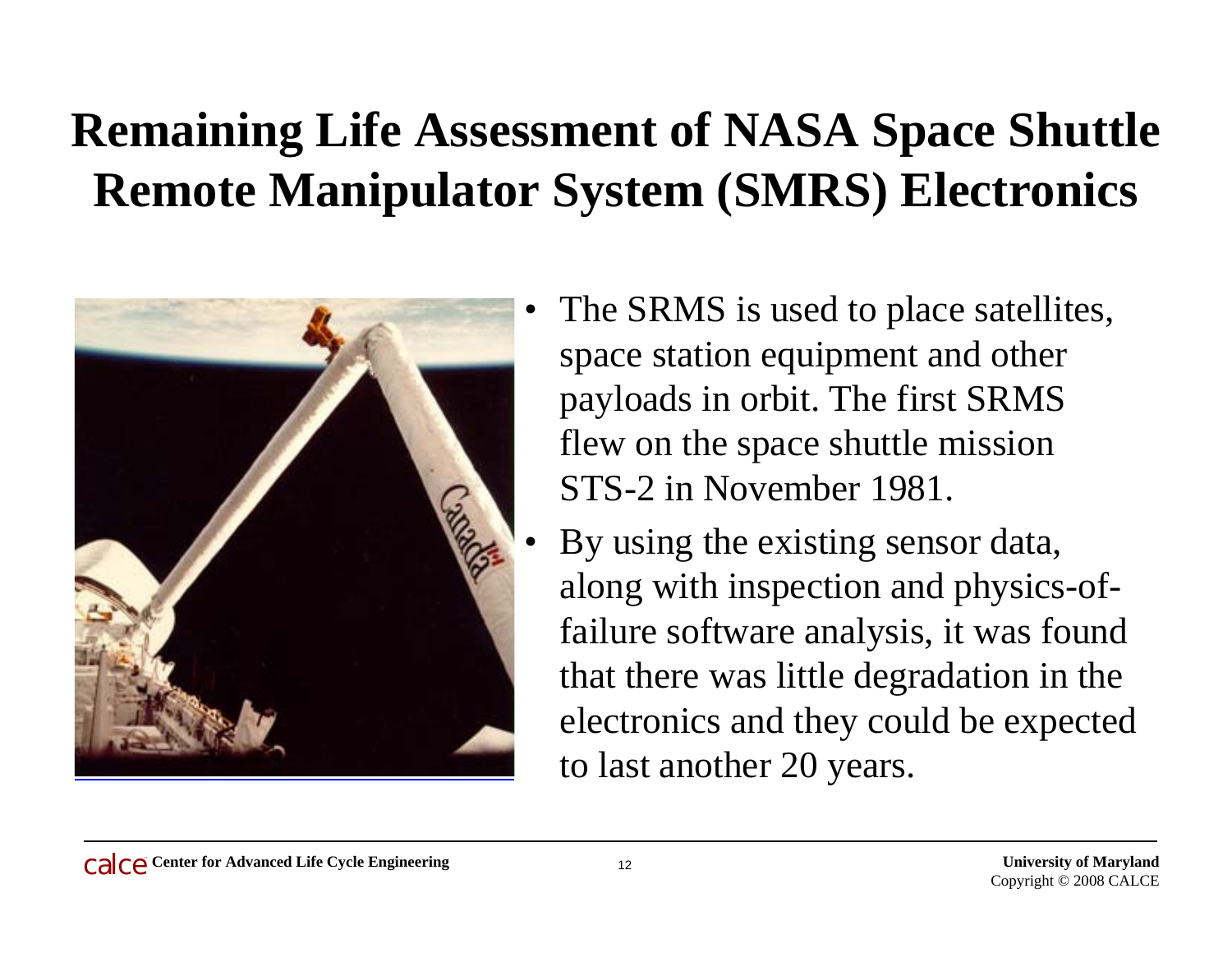# Remaining Life Assessment of NASA Space Shuttle Remote Manipulator System (SMRS) Electronics

- The SRMS is used to place satellites, space station equipment and other payloads in orbit. The first SRMS flew on the space shuttle mission STS-2 in November 1981.
- By using the existing sensor data, along with inspection and physics-of-failure software analysis, it was found that there was little degradation in the electronics and they could be expected to last another 20 years.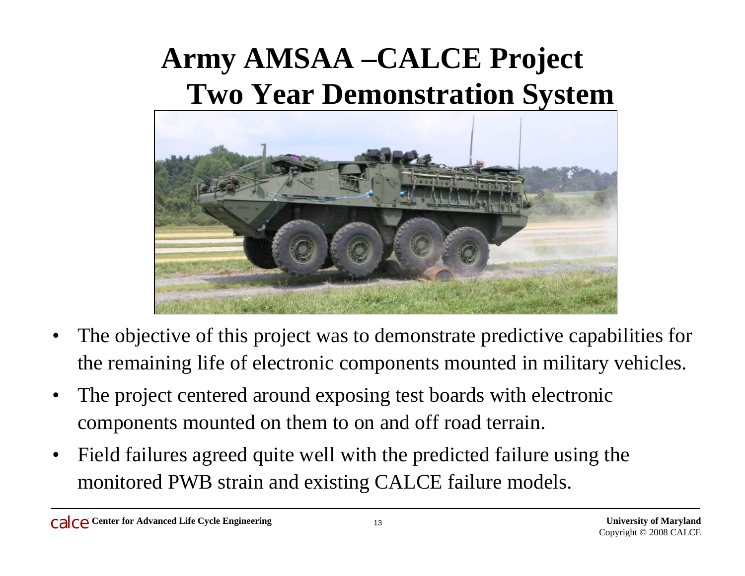# Army AMSAA –CALCE Project Two Year Demonstration System

- The objective of this project was to demonstrate predictive capabilities for the remaining life of electronic components mounted in military vehicles.
- The project centered around exposing test boards with electronic components mounted on them to on and off road terrain.
- Field failures agreed quite well with the predicted failure using the monitored PWB strain and existing CALCE failure models.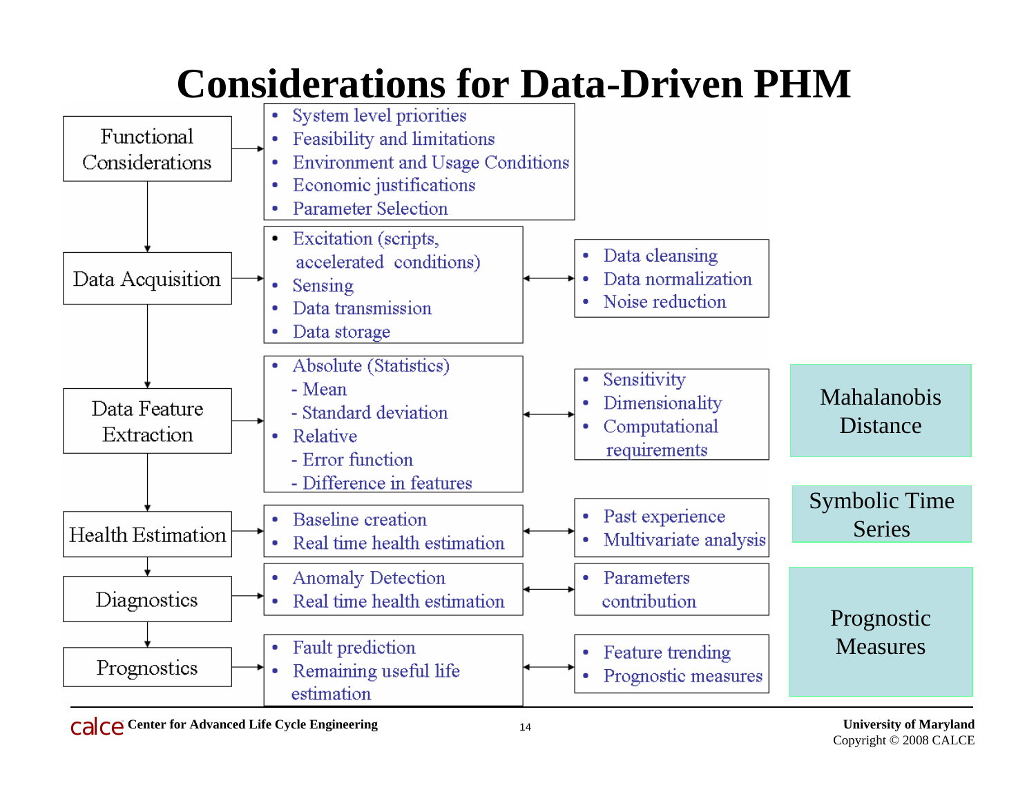# Considerations for Data-Driven PHM

**Functional Considerations**
- System level priorities
- Feasibility and limitations
- Environment and Usage Conditions
- Economic justifications
- Parameter Selection

**Data Acquisition**
- Excitation (scripts, accelerated conditions)
- Sensing
- Data transmission
- Data storage

↔
- Data cleansing
- Data normalization
- Noise reduction

**Data Feature Extraction**
- Absolute (Statistics)
  - Mean
  - Standard deviation
- Relative
  - Error function
  - Difference in features

↔
- Sensitivity
- Dimensionality
- Computational requirements

**Health Estimation**
- Baseline creation
- Real time health estimation

↔
- Past experience
- Multivariate analysis

**Diagnostics**
- Anomaly Detection
- Real time health estimation

↔
- Parameters contribution

**Prognostics**
- Fault prediction
- Remaining useful life estimation

↔
- Feature trending
- Prognostic measures

Mahalanobis Distance

Symbolic Time Series

Prognostic Measures

calce Center for Advanced Life Cycle Engineering

University of Maryland
Copyright © 2008 CALCE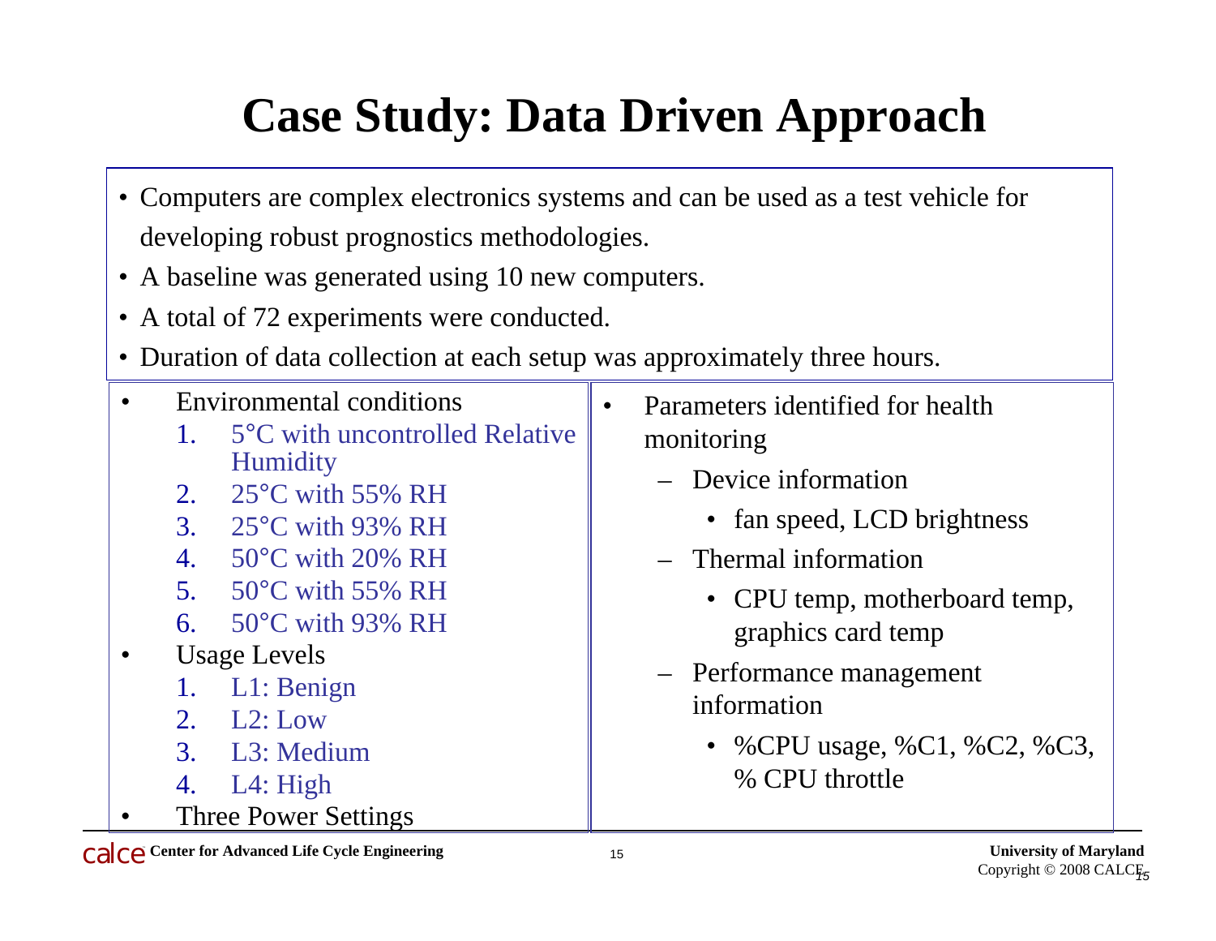# Case Study: Data Driven Approach

- Computers are complex electronics systems and can be used as a test vehicle for developing robust prognostics methodologies.
- A baseline was generated using 10 new computers.
- A total of 72 experiments were conducted.
- Duration of data collection at each setup was approximately three hours.

- Environmental conditions
  1. 5°C with uncontrolled Relative Humidity
  2. 25°C with 55% RH
  3. 25°C with 93% RH
  4. 50°C with 20% RH
  5. 50°C with 55% RH
  6. 50°C with 93% RH
- Usage Levels
  1. L1: Benign
  2. L2: Low
  3. L3: Medium
  4. L4: High
- Three Power Settings

- Parameters identified for health monitoring
  - Device information
    - fan speed, LCD brightness
  - Thermal information
    - CPU temp, motherboard temp, graphics card temp
  - Performance management information
    - %CPU usage, %C1, %C2, %C3, % CPU throttle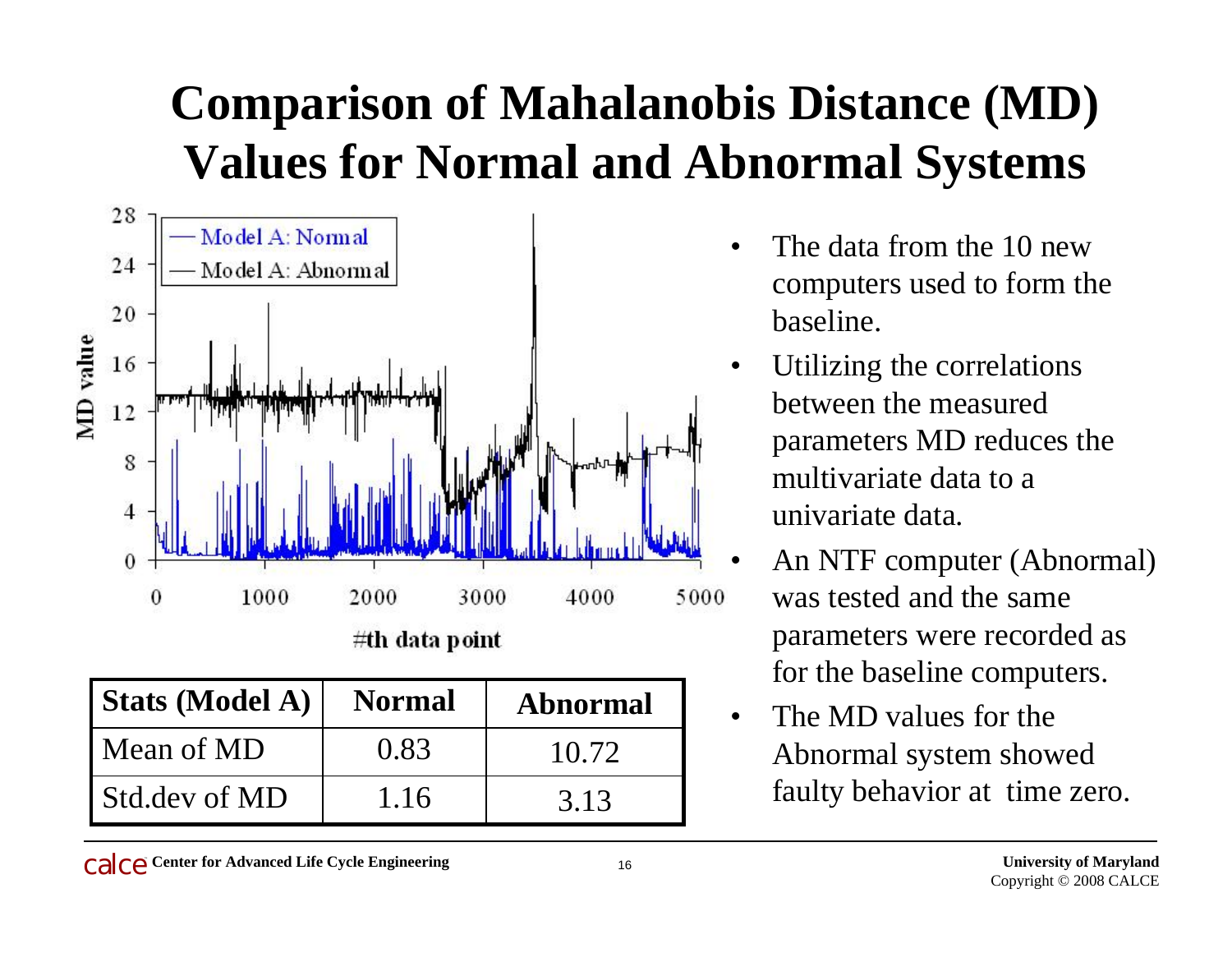# Comparison of Mahalanobis Distance (MD) Values for Normal and Abnormal Systems

| Stats (Model A) | Normal | Abnormal |
|---|---|---|
| Mean of MD | 0.83 | 10.72 |
| Std.dev of MD | 1.16 | 3.13 |

- The data from the 10 new computers used to form the baseline.
- Utilizing the correlations between the measured parameters MD reduces the multivariate data to a univariate data.
- An NTF computer (Abnormal) was tested and the same parameters were recorded as for the baseline computers.
- The MD values for the Abnormal system showed faulty behavior at time zero.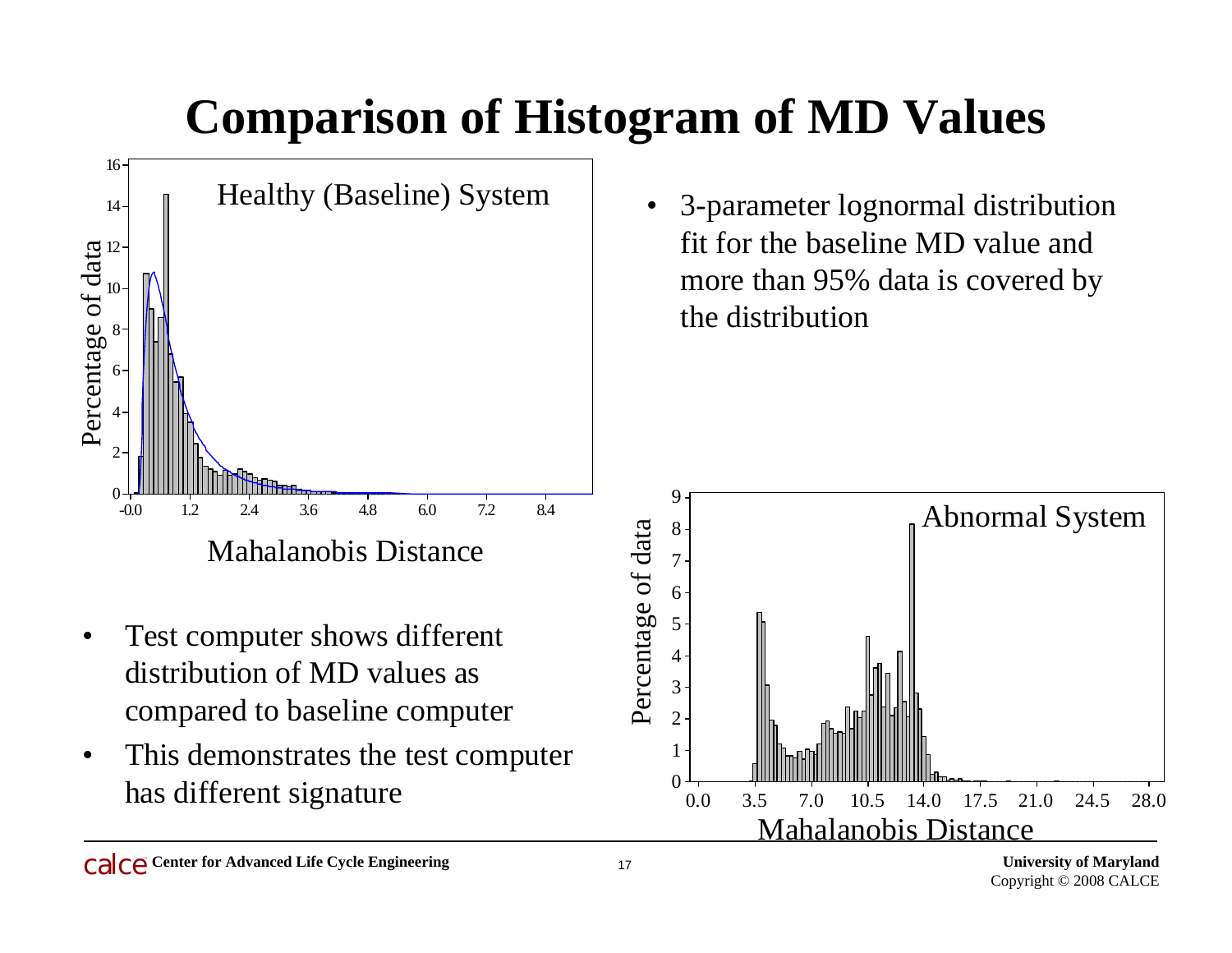# Comparison of Histogram of MD Values

- 3-parameter lognormal distribution fit for the baseline MD value and more than 95% data is covered by the distribution

- Test computer shows different distribution of MD values as compared to baseline computer
- This demonstrates the test computer has different signature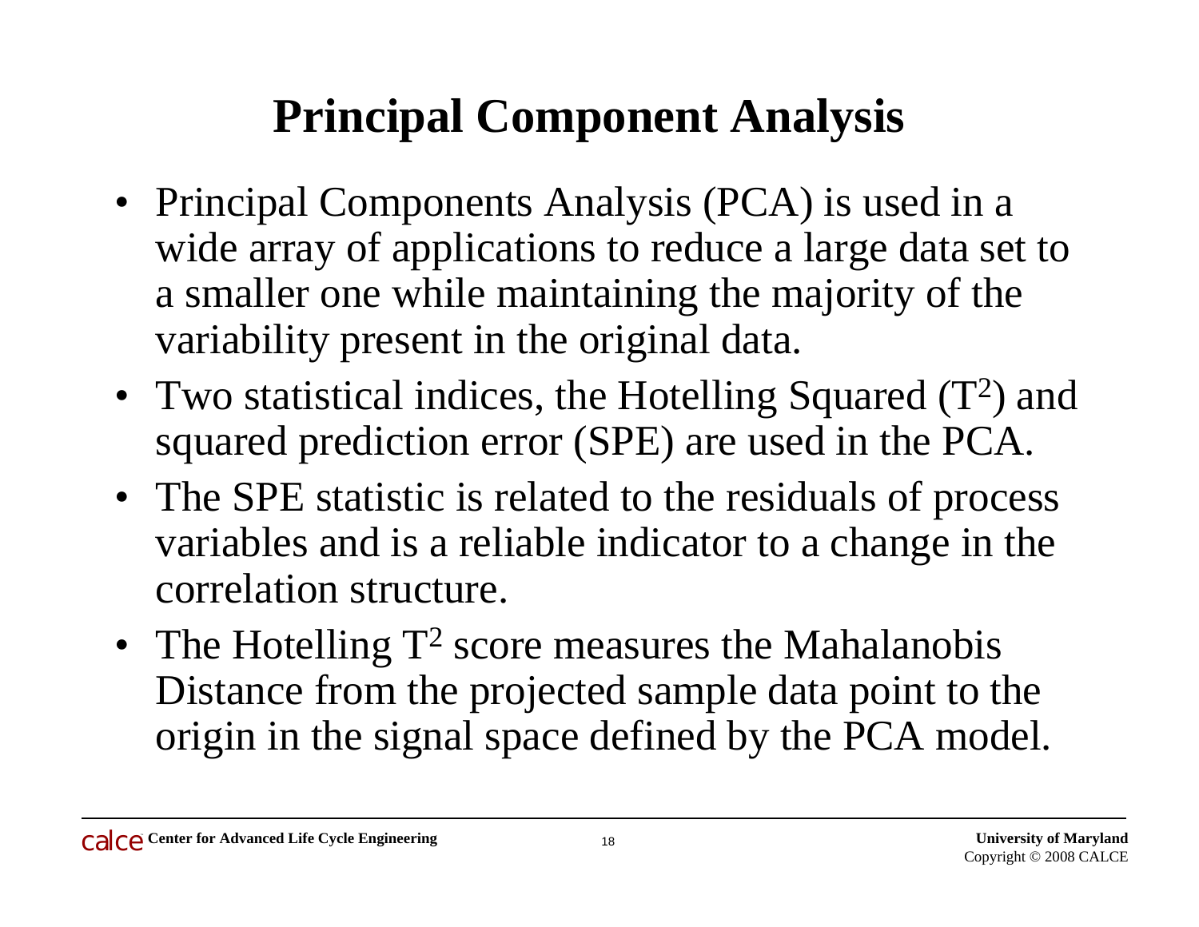# Principal Component Analysis

- Principal Components Analysis (PCA) is used in a wide array of applications to reduce a large data set to a smaller one while maintaining the majority of the variability present in the original data.
- Two statistical indices, the Hotelling Squared ($T^2$) and squared prediction error (SPE) are used in the PCA.
- The SPE statistic is related to the residuals of process variables and is a reliable indicator to a change in the correlation structure.
- The Hotelling $T^2$ score measures the Mahalanobis Distance from the projected sample data point to the origin in the signal space defined by the PCA model.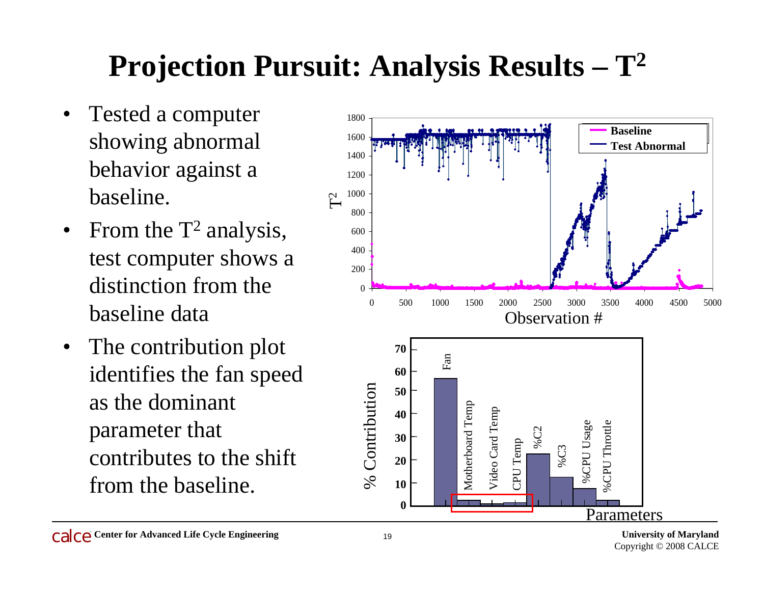# Projection Pursuit: Analysis Results – $T^2$

- Tested a computer showing abnormal behavior against a baseline.
- From the $T^2$ analysis, test computer shows a distinction from the baseline data
- The contribution plot identifies the fan speed as the dominant parameter that contributes to the shift from the baseline.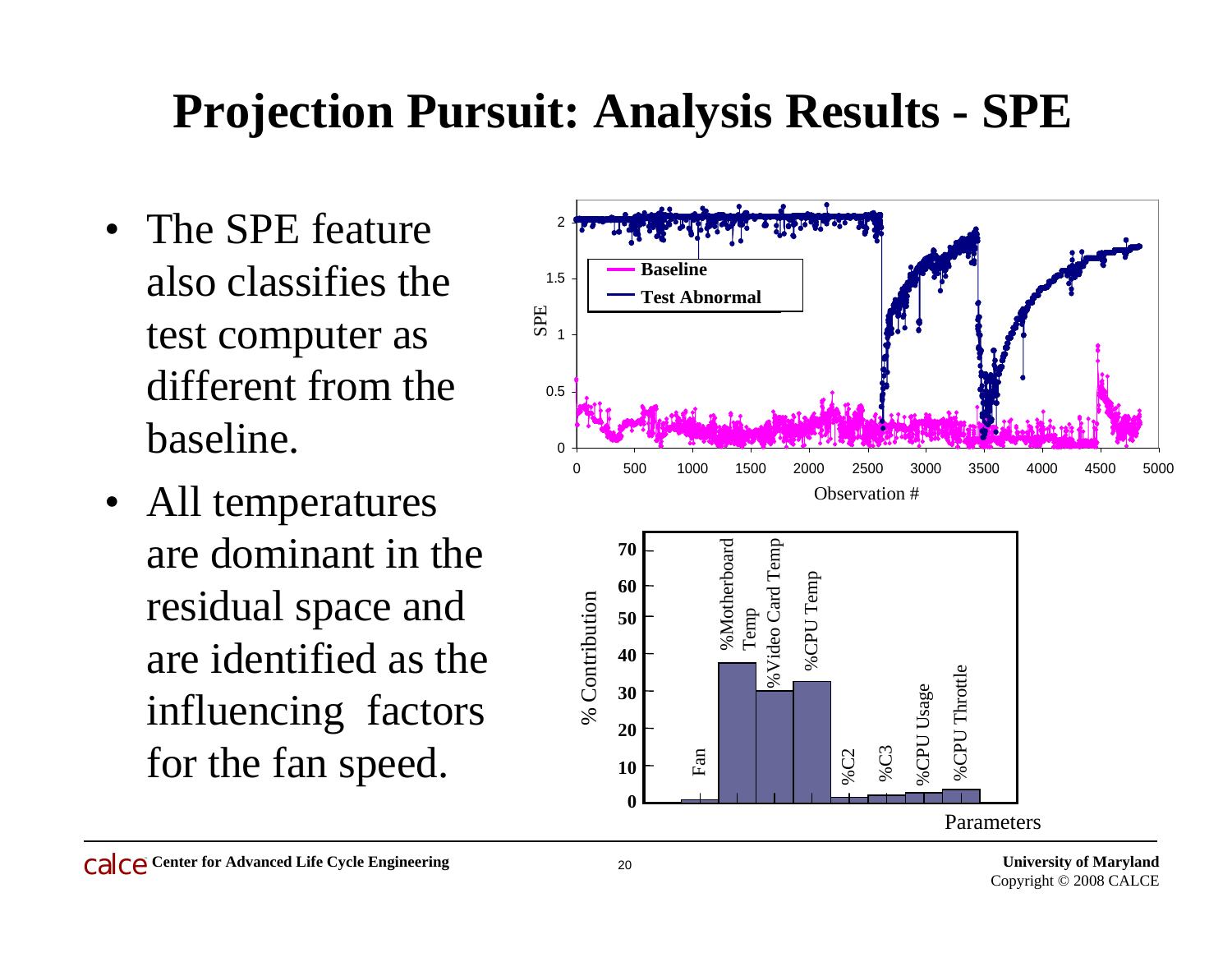# Projection Pursuit: Analysis Results - SPE

- The SPE feature also classifies the test computer as different from the baseline.
- All temperatures are dominant in the residual space and are identified as the influencing factors for the fan speed.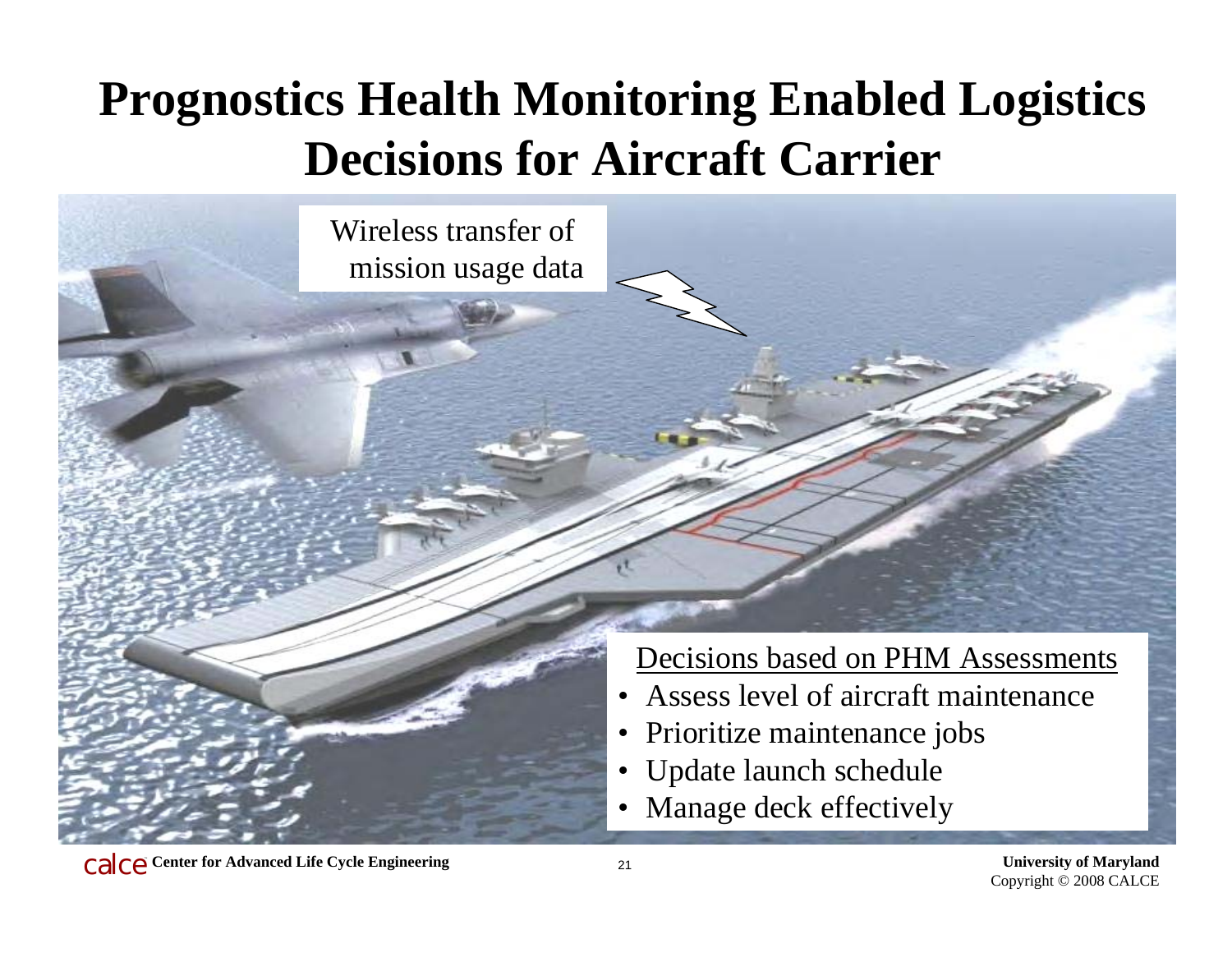# Prognostics Health Monitoring Enabled Logistics Decisions for Aircraft Carrier

Wireless transfer of mission usage data

Decisions based on PHM Assessments

- Assess level of aircraft maintenance
- Prioritize maintenance jobs
- Update launch schedule
- Manage deck effectively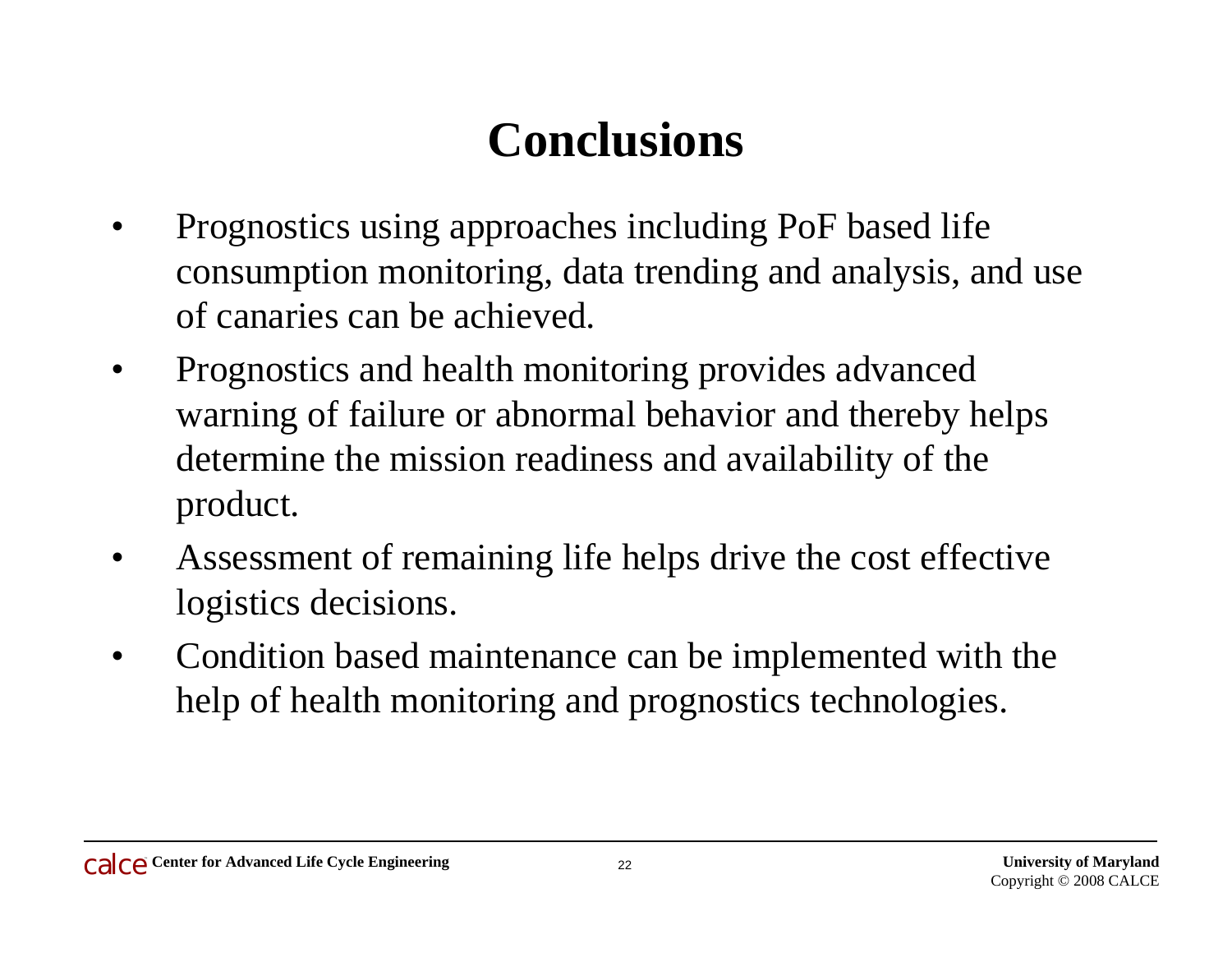# Conclusions

- Prognostics using approaches including PoF based life consumption monitoring, data trending and analysis, and use of canaries can be achieved.
- Prognostics and health monitoring provides advanced warning of failure or abnormal behavior and thereby helps determine the mission readiness and availability of the product.
- Assessment of remaining life helps drive the cost effective logistics decisions.
- Condition based maintenance can be implemented with the help of health monitoring and prognostics technologies.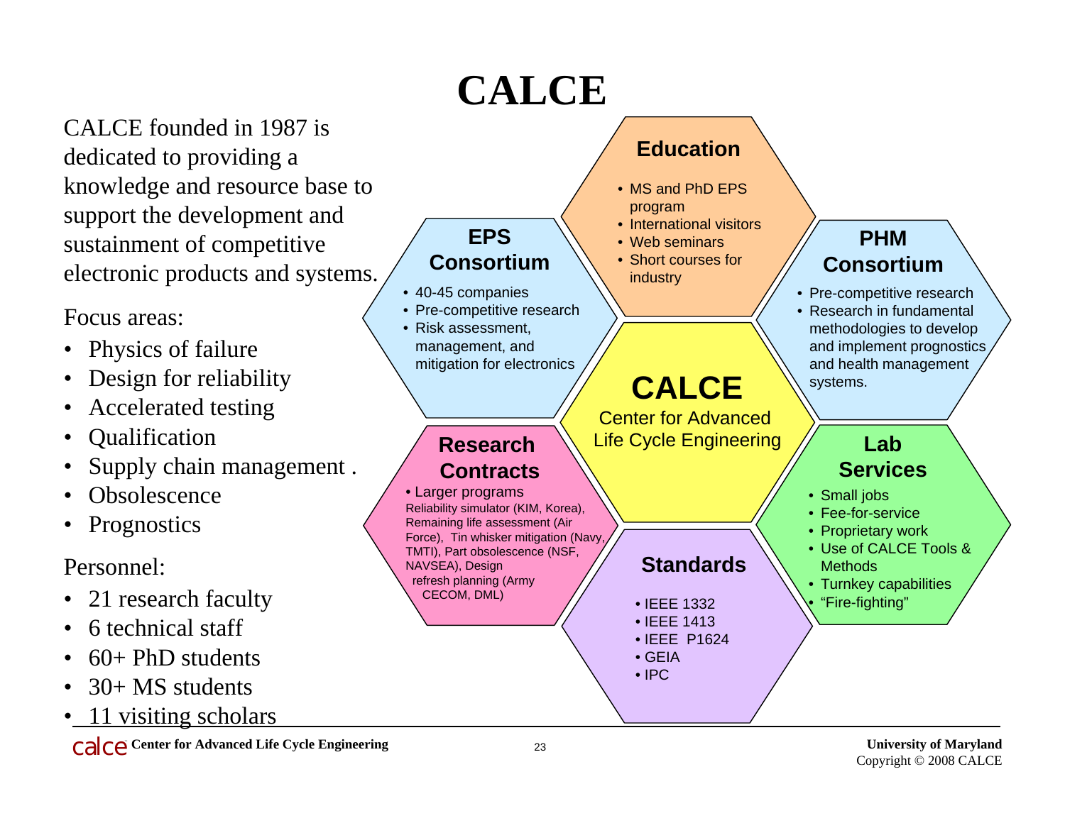# CALCE

CALCE founded in 1987 is dedicated to providing a knowledge and resource base to support the development and sustainment of competitive electronic products and systems.

Focus areas:

- Physics of failure
- Design for reliability
- Accelerated testing
- Qualification
- Supply chain management .
- Obsolescence
- Prognostics

Personnel:

- 21 research faculty
- 6 technical staff
- 60+ PhD students
- 30+ MS students
- 11 visiting scholars

## Education

- MS and PhD EPS program
- International visitors
- Web seminars
- Short courses for industry

## EPS Consortium

- 40-45 companies
- Pre-competitive research
- Risk assessment, management, and mitigation for electronics

## PHM Consortium

- Pre-competitive research
- Research in fundamental methodologies to develop and implement prognostics and health management systems.

## CALCE

Center for Advanced Life Cycle Engineering

## Research Contracts

- Larger programs

Reliability simulator (KIM, Korea), Remaining life assessment (Air Force), Tin whisker mitigation (Navy, TMTI), Part obsolescence (NSF, NAVSEA), Design refresh planning (Army CECOM, DML)

## Lab Services

- Small jobs
- Fee-for-service
- Proprietary work
- Use of CALCE Tools & Methods
- Turnkey capabilities
- "Fire-fighting"

## Standards

- IEEE 1332
- IEEE 1413
- IEEE P1624
- GEIA
- IPC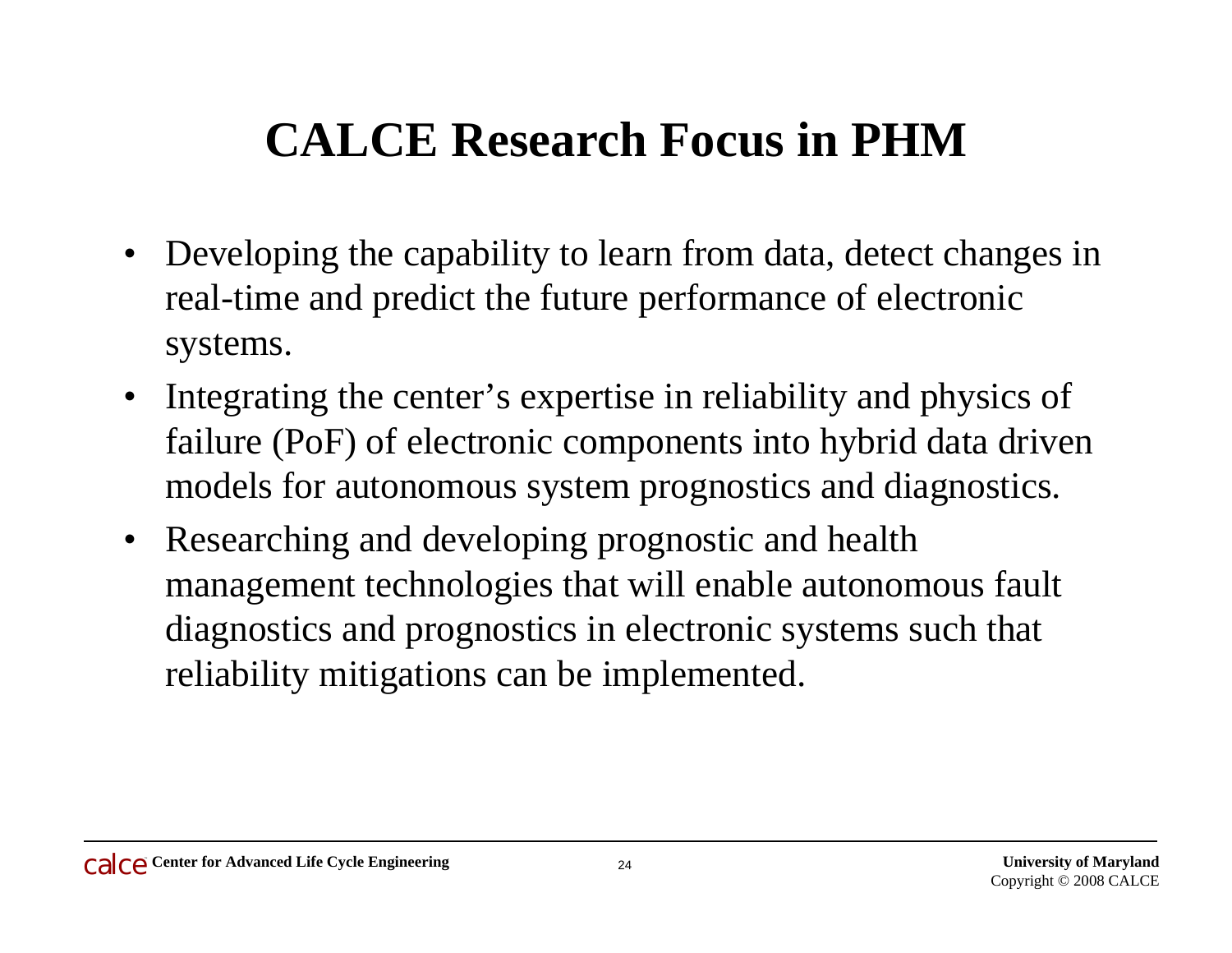# CALCE Research Focus in PHM

- Developing the capability to learn from data, detect changes in real-time and predict the future performance of electronic systems.
- Integrating the center's expertise in reliability and physics of failure (PoF) of electronic components into hybrid data driven models for autonomous system prognostics and diagnostics.
- Researching and developing prognostic and health management technologies that will enable autonomous fault diagnostics and prognostics in electronic systems such that reliability mitigations can be implemented.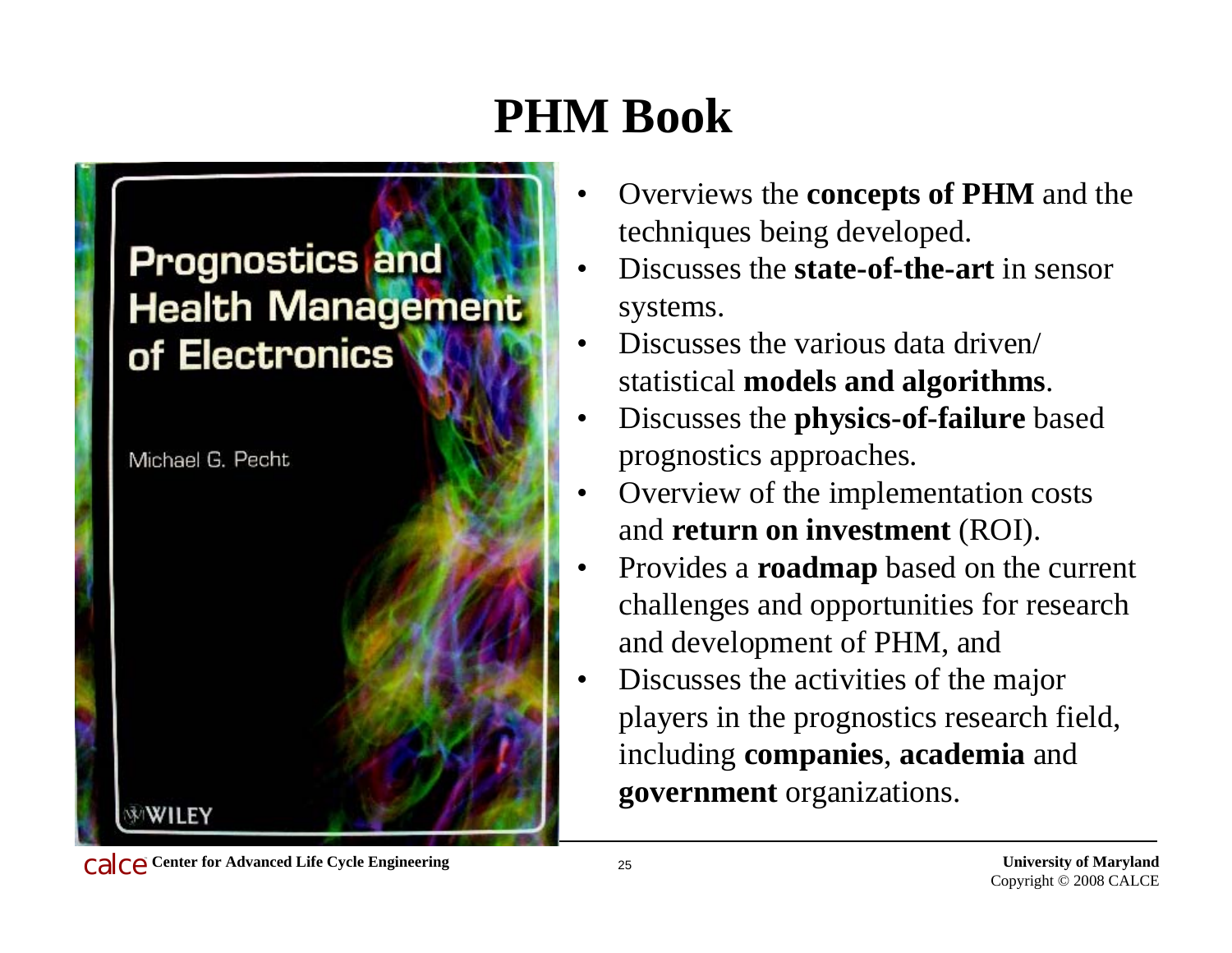# PHM Book

Prognostics and Health Management of Electronics

Michael G. Pecht

WILEY

- Overviews the **concepts of PHM** and the techniques being developed.
- Discusses the **state-of-the-art** in sensor systems.
- Discusses the various data driven/ statistical **models and algorithms**.
- Discusses the **physics-of-failure** based prognostics approaches.
- Overview of the implementation costs and **return on investment** (ROI).
- Provides a **roadmap** based on the current challenges and opportunities for research and development of PHM, and
- Discusses the activities of the major players in the prognostics research field, including **companies**, **academia** and **government** organizations.